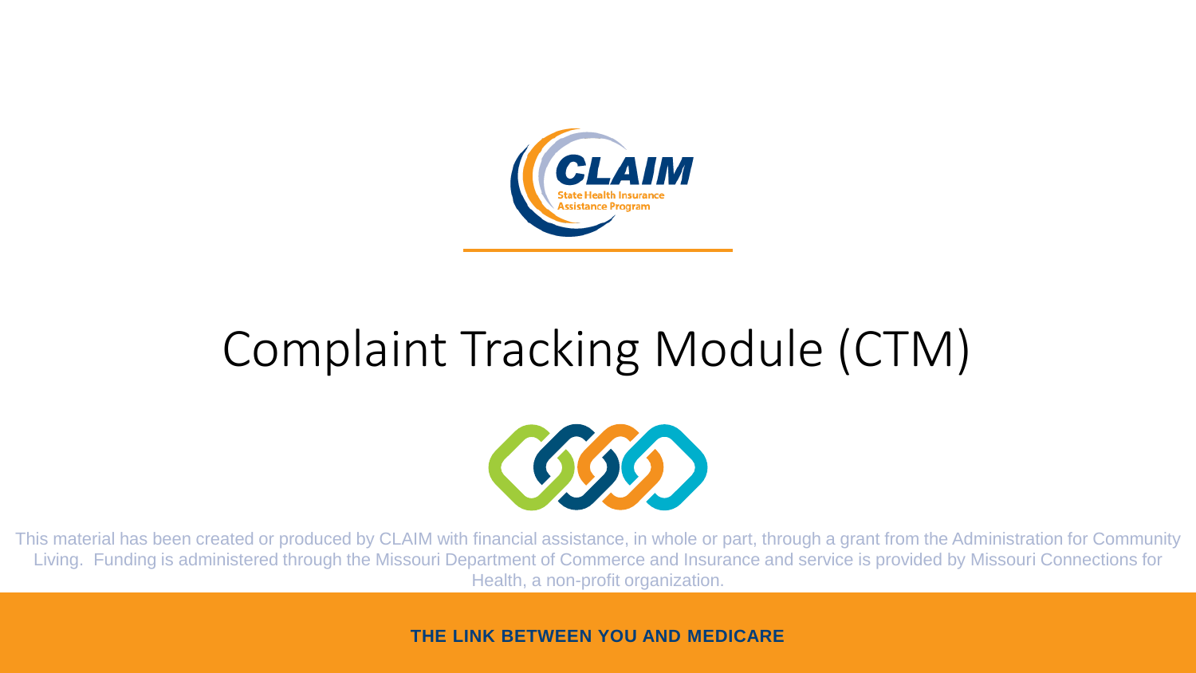CLAIM

State Health Insurance Assistance Program

# Complaint Tracking Module (CTM)

This material has been created or produced by CLAIM with financial assistance, in whole or part, through a grant from the Administration for Community Living. Funding is administered through the Missouri Department of Commerce and Insurance and service is provided by Missouri Connections for Health, a non-profit organization.

**THE LINK BETWEEN YOU AND MEDICARE**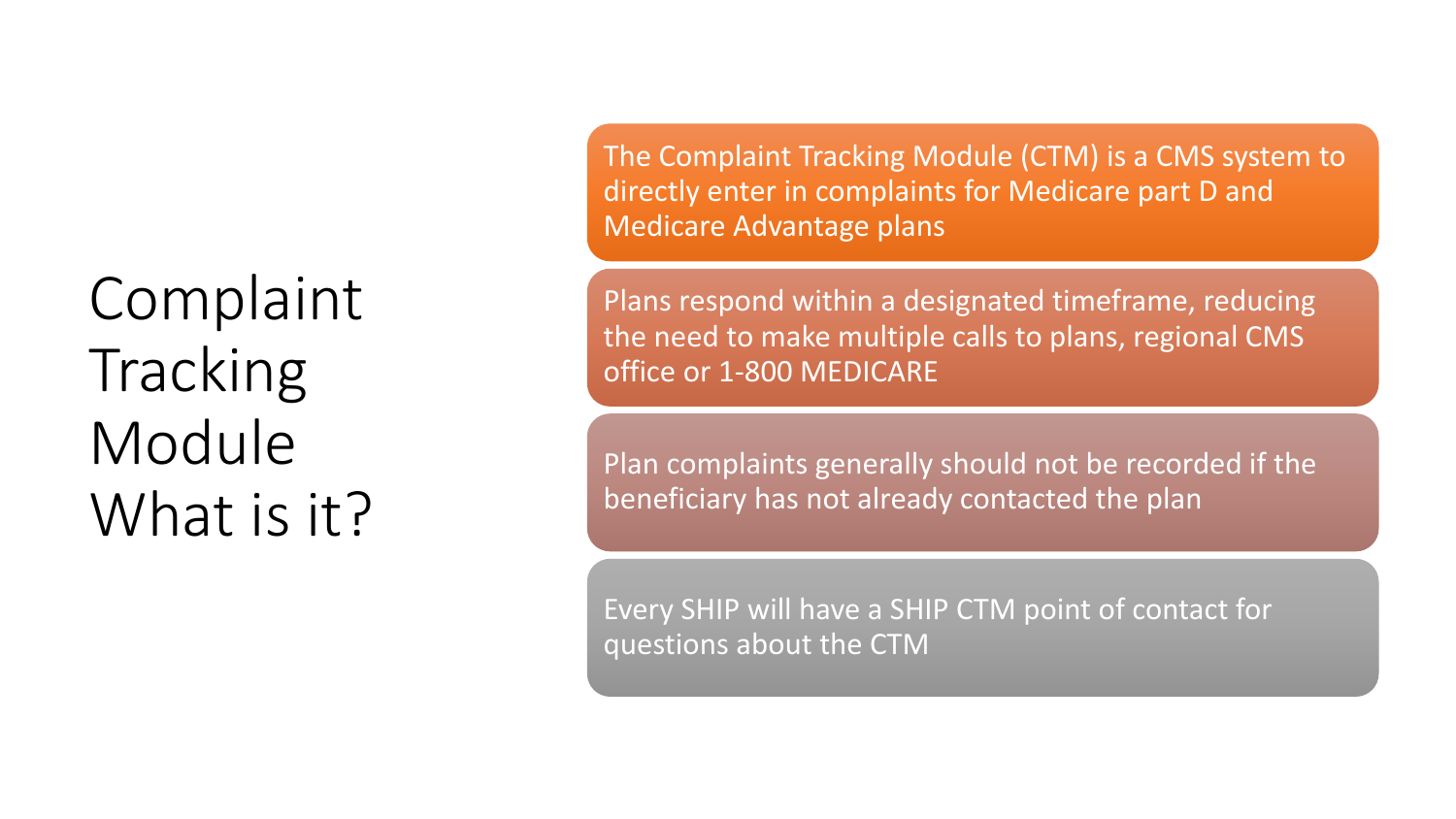# Complaint Tracking Module What is it?

- The Complaint Tracking Module (CTM) is a CMS system to directly enter in complaints for Medicare part D and Medicare Advantage plans
- Plans respond within a designated timeframe, reducing the need to make multiple calls to plans, regional CMS office or 1-800 MEDICARE
- Plan complaints generally should not be recorded if the beneficiary has not already contacted the plan
- Every SHIP will have a SHIP CTM point of contact for questions about the CTM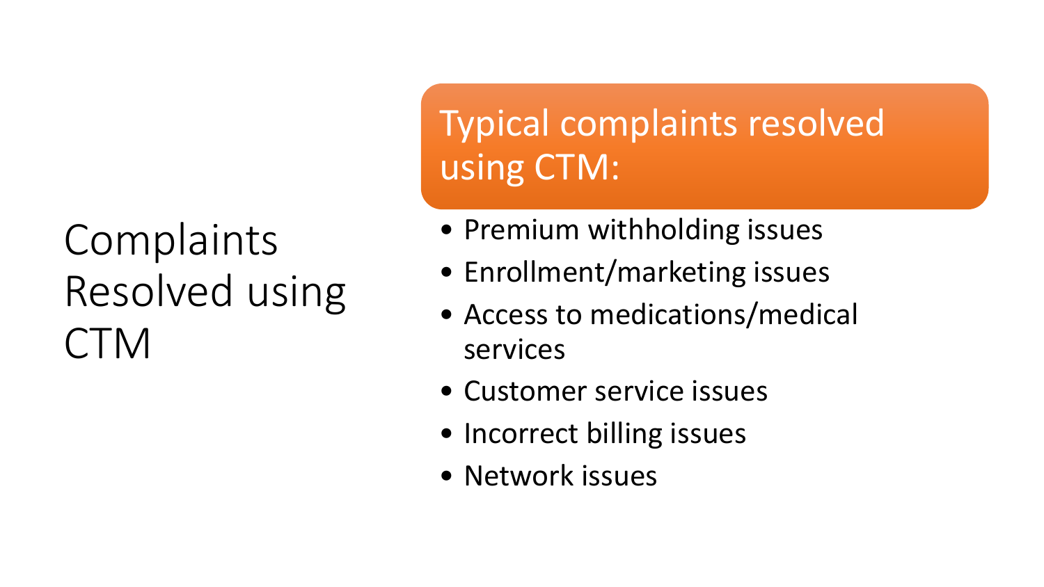# Complaints Resolved using CTM

## Typical complaints resolved using CTM:

- Premium withholding issues
- Enrollment/marketing issues
- Access to medications/medical services
- Customer service issues
- Incorrect billing issues
- Network issues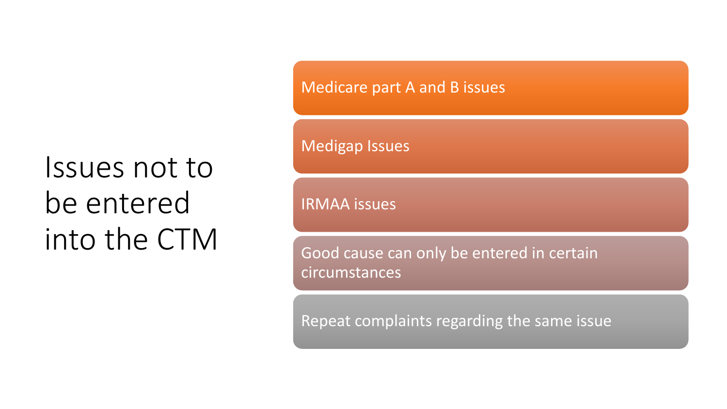# Issues not to be entered into the CTM

- Medicare part A and B issues
- Medigap Issues
- IRMAA issues
- Good cause can only be entered in certain circumstances
- Repeat complaints regarding the same issue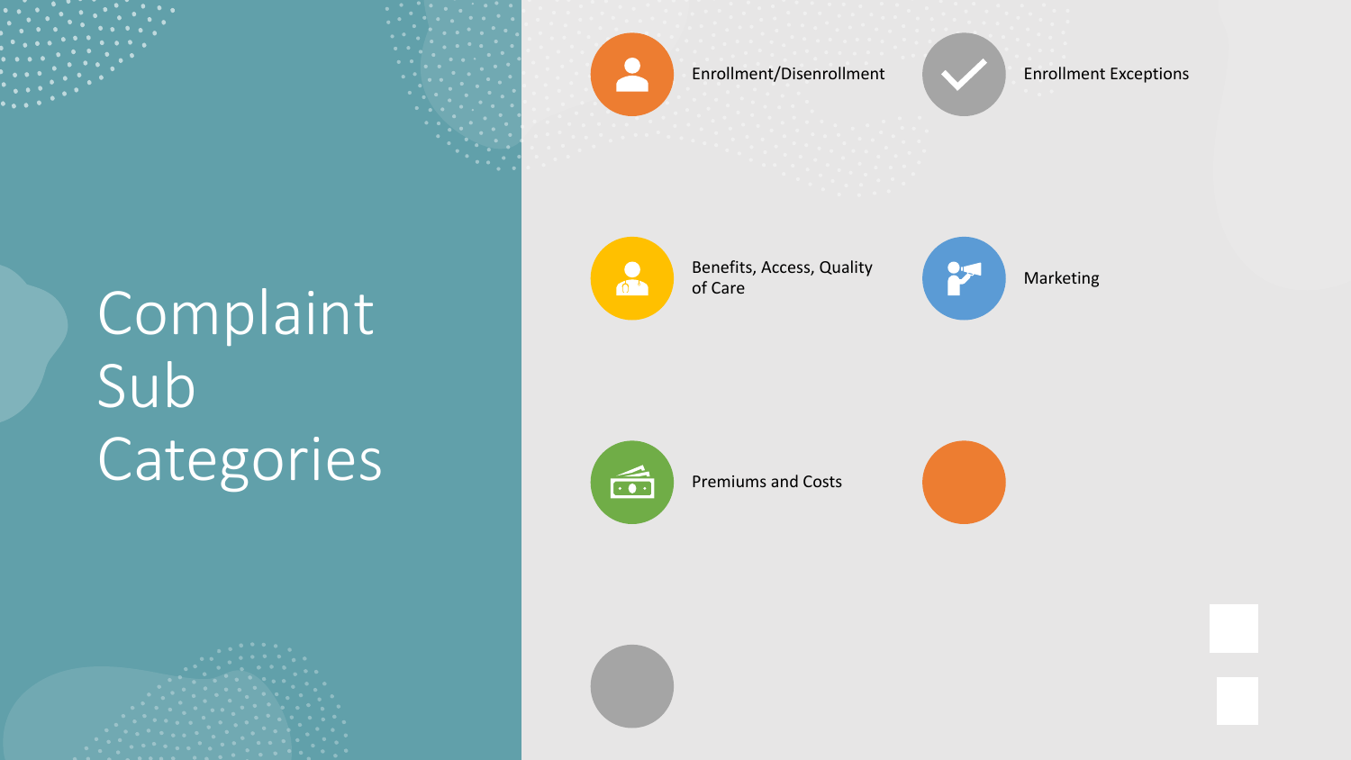# Complaint Sub Categories

- Enrollment/Disenrollment
- Enrollment Exceptions
- Benefits, Access, Quality of Care
- Marketing
- Premiums and Costs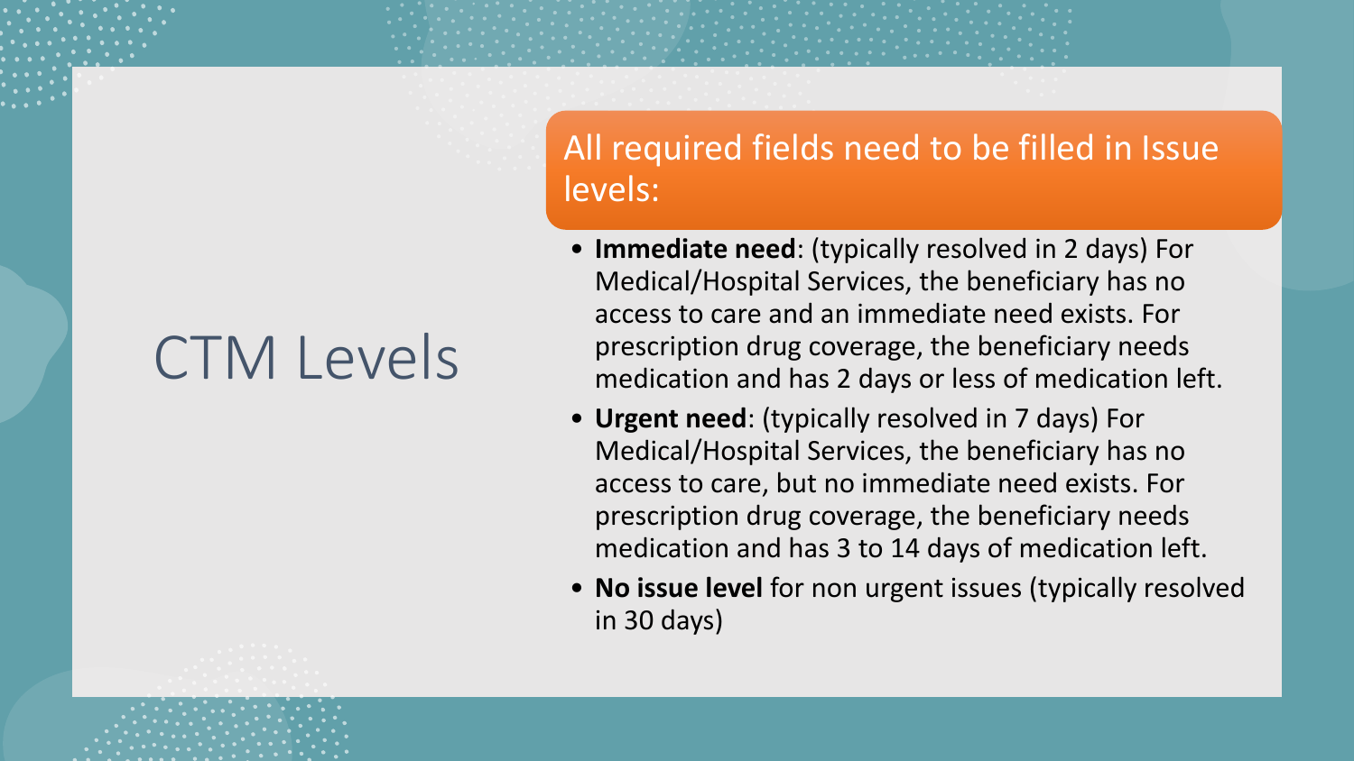# CTM Levels

## All required fields need to be filled in Issue levels:

- **Immediate need**: (typically resolved in 2 days) For Medical/Hospital Services, the beneficiary has no access to care and an immediate need exists. For prescription drug coverage, the beneficiary needs medication and has 2 days or less of medication left.
- **Urgent need**: (typically resolved in 7 days) For Medical/Hospital Services, the beneficiary has no access to care, but no immediate need exists. For prescription drug coverage, the beneficiary needs medication and has 3 to 14 days of medication left.
- **No issue level** for non urgent issues (typically resolved in 30 days)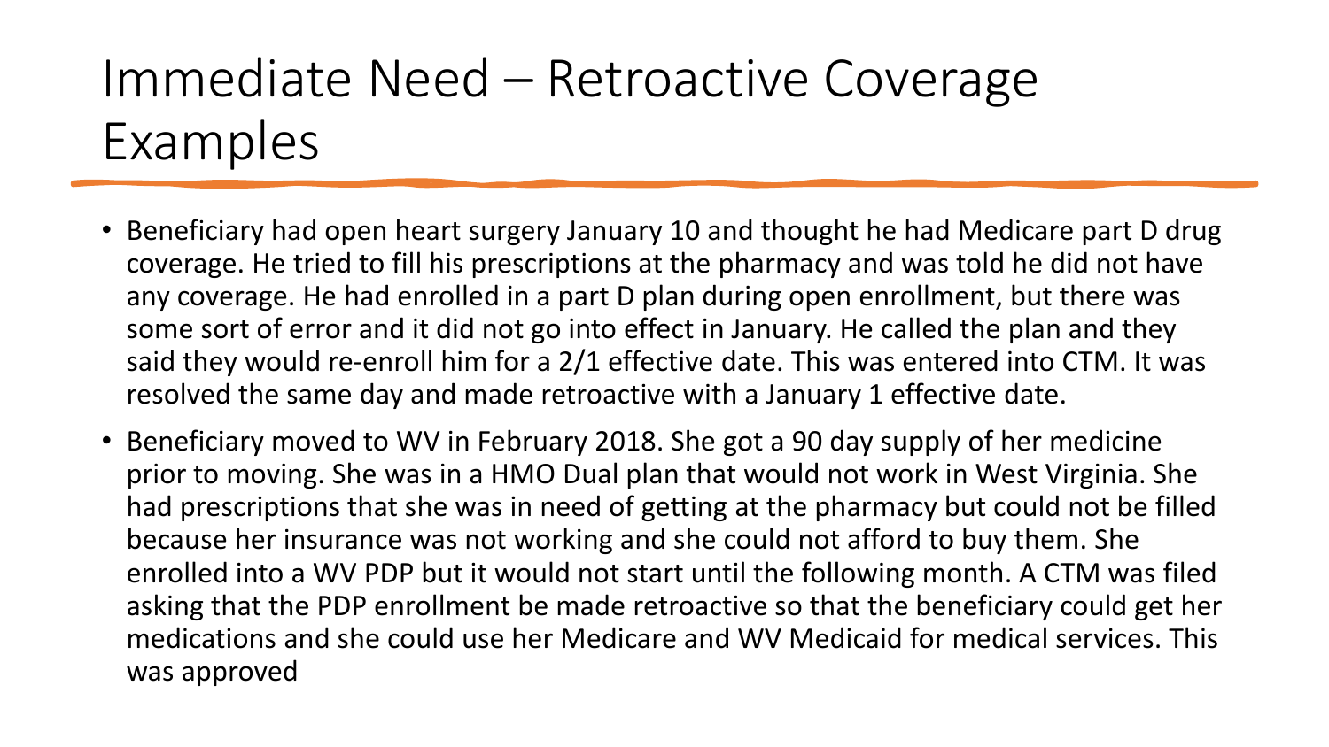# Immediate Need – Retroactive Coverage Examples

- Beneficiary had open heart surgery January 10 and thought he had Medicare part D drug coverage. He tried to fill his prescriptions at the pharmacy and was told he did not have any coverage. He had enrolled in a part D plan during open enrollment, but there was some sort of error and it did not go into effect in January. He called the plan and they said they would re-enroll him for a 2/1 effective date. This was entered into CTM. It was resolved the same day and made retroactive with a January 1 effective date.
- Beneficiary moved to WV in February 2018. She got a 90 day supply of her medicine prior to moving. She was in a HMO Dual plan that would not work in West Virginia. She had prescriptions that she was in need of getting at the pharmacy but could not be filled because her insurance was not working and she could not afford to buy them. She enrolled into a WV PDP but it would not start until the following month. A CTM was filed asking that the PDP enrollment be made retroactive so that the beneficiary could get her medications and she could use her Medicare and WV Medicaid for medical services. This was approved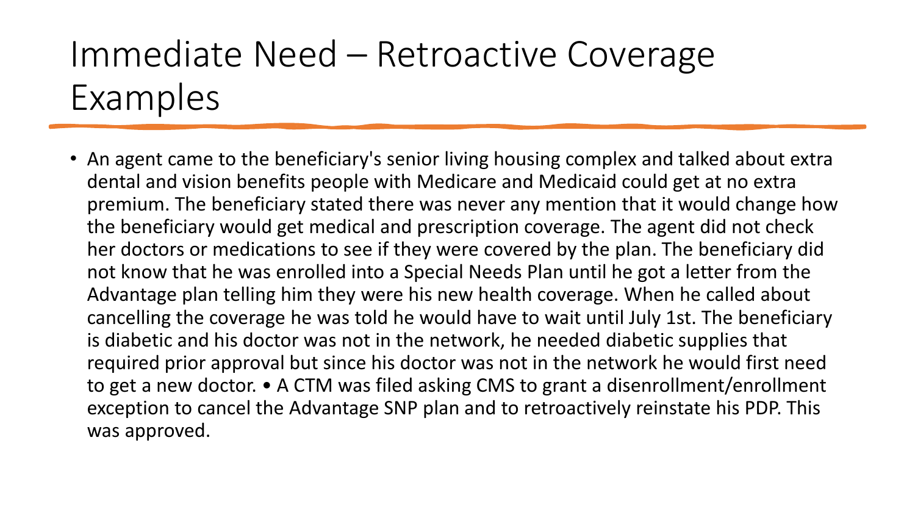# Immediate Need – Retroactive Coverage Examples

- An agent came to the beneficiary's senior living housing complex and talked about extra dental and vision benefits people with Medicare and Medicaid could get at no extra premium. The beneficiary stated there was never any mention that it would change how the beneficiary would get medical and prescription coverage. The agent did not check her doctors or medications to see if they were covered by the plan. The beneficiary did not know that he was enrolled into a Special Needs Plan until he got a letter from the Advantage plan telling him they were his new health coverage. When he called about cancelling the coverage he was told he would have to wait until July 1st. The beneficiary is diabetic and his doctor was not in the network, he needed diabetic supplies that required prior approval but since his doctor was not in the network he would first need to get a new doctor. • A CTM was filed asking CMS to grant a disenrollment/enrollment exception to cancel the Advantage SNP plan and to retroactively reinstate his PDP. This was approved.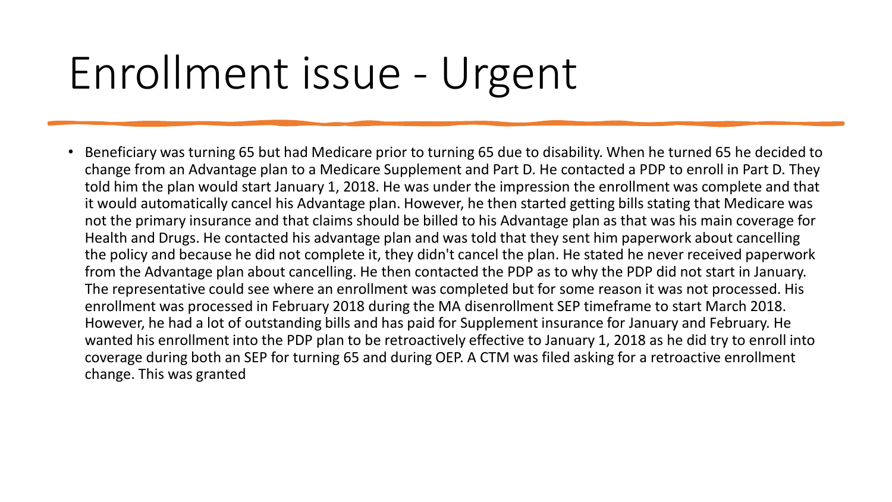# Enrollment issue - Urgent

- Beneficiary was turning 65 but had Medicare prior to turning 65 due to disability. When he turned 65 he decided to change from an Advantage plan to a Medicare Supplement and Part D. He contacted a PDP to enroll in Part D. They told him the plan would start January 1, 2018. He was under the impression the enrollment was complete and that it would automatically cancel his Advantage plan. However, he then started getting bills stating that Medicare was not the primary insurance and that claims should be billed to his Advantage plan as that was his main coverage for Health and Drugs. He contacted his advantage plan and was told that they sent him paperwork about cancelling the policy and because he did not complete it, they didn't cancel the plan. He stated he never received paperwork from the Advantage plan about cancelling. He then contacted the PDP as to why the PDP did not start in January. The representative could see where an enrollment was completed but for some reason it was not processed. His enrollment was processed in February 2018 during the MA disenrollment SEP timeframe to start March 2018. However, he had a lot of outstanding bills and has paid for Supplement insurance for January and February. He wanted his enrollment into the PDP plan to be retroactively effective to January 1, 2018 as he did try to enroll into coverage during both an SEP for turning 65 and during OEP. A CTM was filed asking for a retroactive enrollment change. This was granted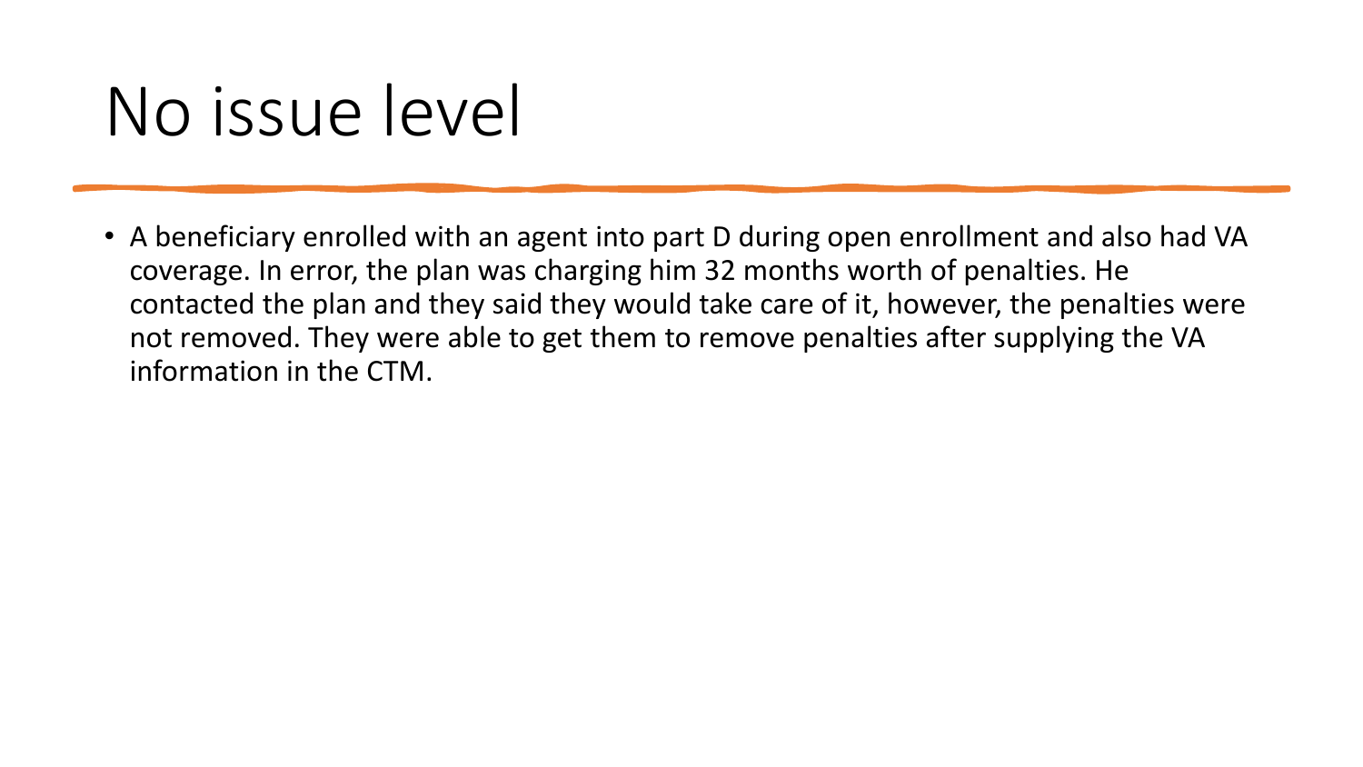# No issue level

- A beneficiary enrolled with an agent into part D during open enrollment and also had VA coverage. In error, the plan was charging him 32 months worth of penalties. He contacted the plan and they said they would take care of it, however, the penalties were not removed. They were able to get them to remove penalties after supplying the VA information in the CTM.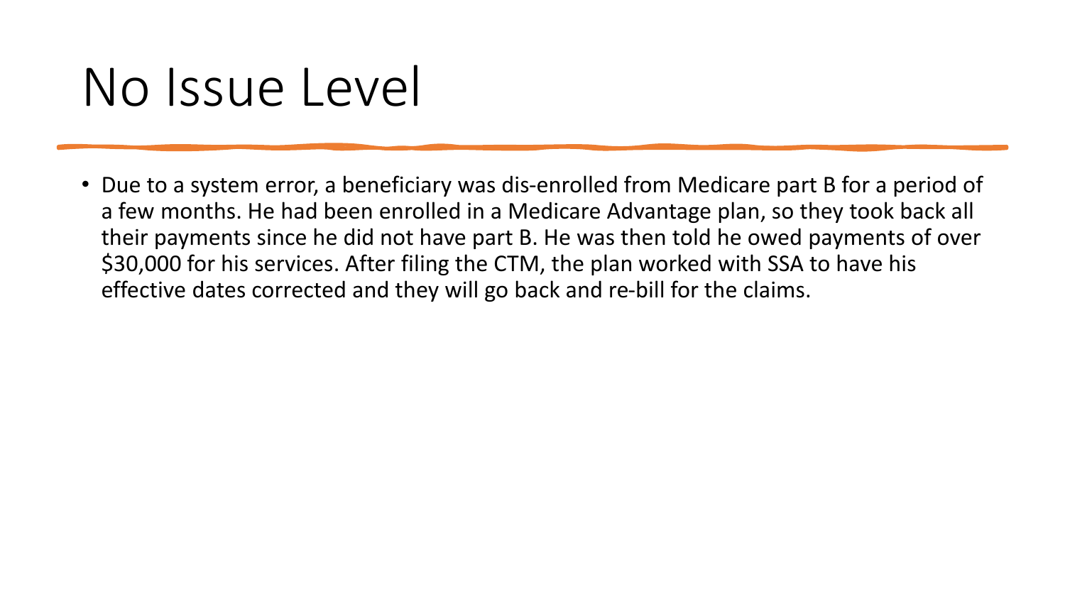# No Issue Level

- Due to a system error, a beneficiary was dis-enrolled from Medicare part B for a period of a few months. He had been enrolled in a Medicare Advantage plan, so they took back all their payments since he did not have part B. He was then told he owed payments of over $30,000 for his services. After filing the CTM, the plan worked with SSA to have his effective dates corrected and they will go back and re-bill for the claims.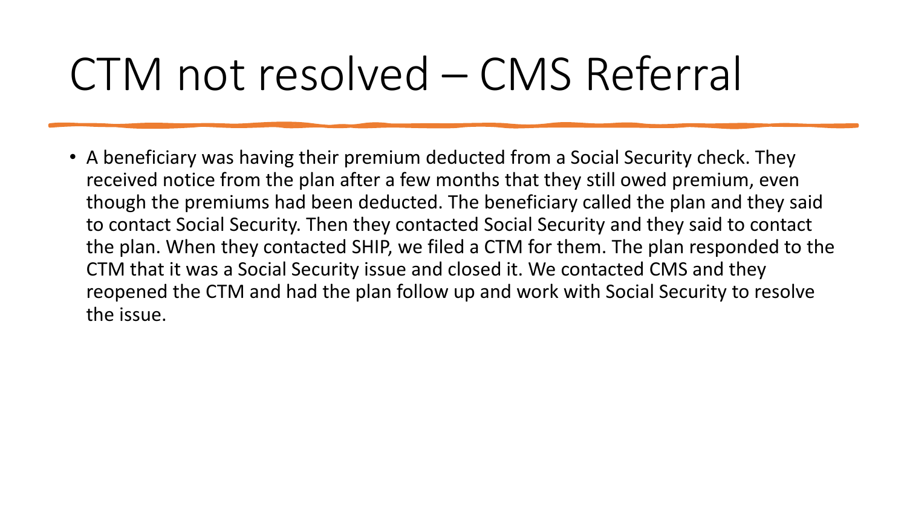# CTM not resolved – CMS Referral

- A beneficiary was having their premium deducted from a Social Security check. They received notice from the plan after a few months that they still owed premium, even though the premiums had been deducted. The beneficiary called the plan and they said to contact Social Security. Then they contacted Social Security and they said to contact the plan. When they contacted SHIP, we filed a CTM for them. The plan responded to the CTM that it was a Social Security issue and closed it. We contacted CMS and they reopened the CTM and had the plan follow up and work with Social Security to resolve the issue.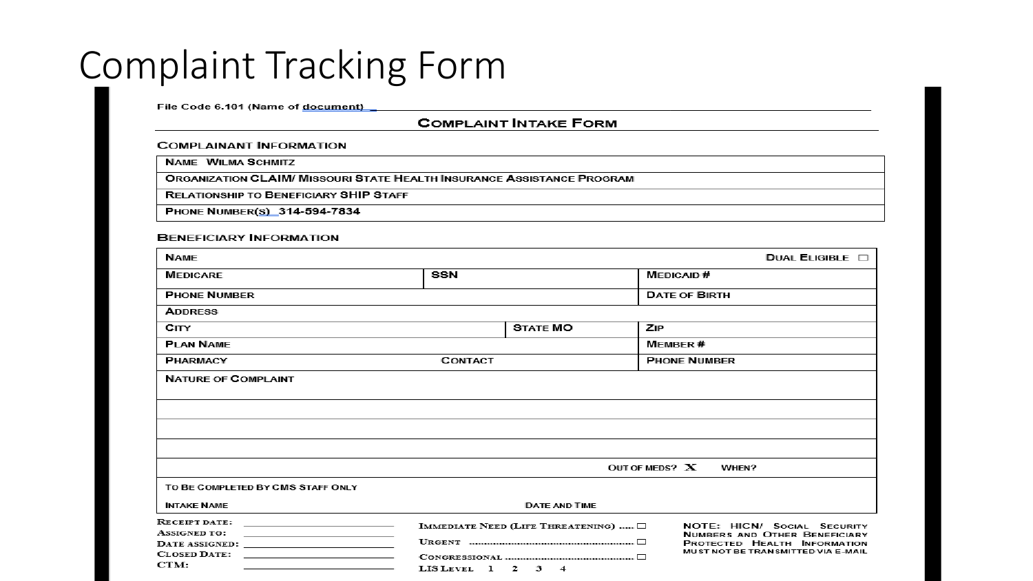# Complaint Tracking Form

File Code 6.101 (Name of document) _

## COMPLAINT INTAKE FORM

**COMPLAINANT INFORMATION**

| |
|---|
| NAME WILMA SCHMITZ |
| ORGANIZATION CLAIM/ MISSOURI STATE HEALTH INSURANCE ASSISTANCE PROGRAM |
| RELATIONSHIP TO BENEFICIARY SHIP STAFF |
| PHONE NUMBER(S) 314-594-7834 |

**BENEFICIARY INFORMATION**

| | | | |
|---|---|---|---|
| NAME | | | DUAL ELIGIBLE ☐ |
| MEDICARE | SSN | | MEDICAID # |
| PHONE NUMBER | | | DATE OF BIRTH |
| ADDRESS | | | |
| CITY | | STATE MO | ZIP |
| PLAN NAME | | | MEMBER # |
| PHARMACY | CONTACT | | PHONE NUMBER |
| NATURE OF COMPLAINT | | | |
| | | | |
| | | | |
| | | | |
| | | OUT OF MEDS? X | WHEN? |
| TO BE COMPLETED BY CMS STAFF ONLY | | | |
| INTAKE NAME | DATE AND TIME | | |

RECEIPT DATE: ____________
ASSIGNED TO: ____________
DATE ASSIGNED: ____________
CLOSED DATE: ____________
CTM: ____________

IMMEDIATE NEED (LIFE THREATENING) ..... ☐
URGENT ..... ☐
CONGRESSIONAL ..... ☐
LIS LEVEL 1 2 3 4

NOTE: HICN/ SOCIAL SECURITY NUMBERS AND OTHER BENEFICIARY PROTECTED HEALTH INFORMATION MUST NOT BE TRANSMITTED VIA E-MAIL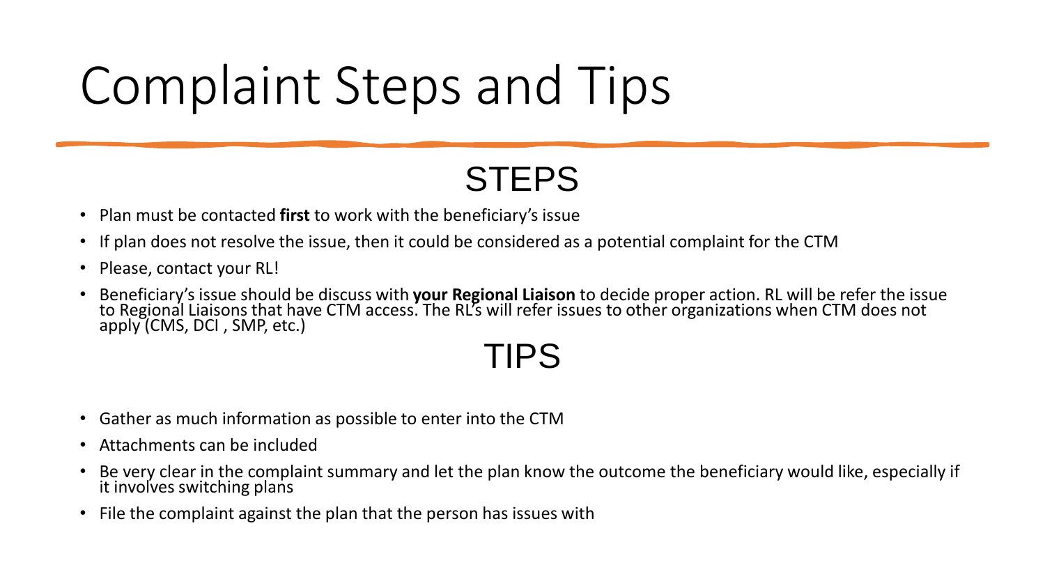# Complaint Steps and Tips

## STEPS

- Plan must be contacted **first** to work with the beneficiary's issue
- If plan does not resolve the issue, then it could be considered as a potential complaint for the CTM
- Please, contact your RL!
- Beneficiary's issue should be discuss with **your Regional Liaison** to decide proper action. RL will be refer the issue to Regional Liaisons that have CTM access. The RL's will refer issues to other organizations when CTM does not apply (CMS, DCI , SMP, etc.)

## TIPS

- Gather as much information as possible to enter into the CTM
- Attachments can be included
- Be very clear in the complaint summary and let the plan know the outcome the beneficiary would like, especially if it involves switching plans
- File the complaint against the plan that the person has issues with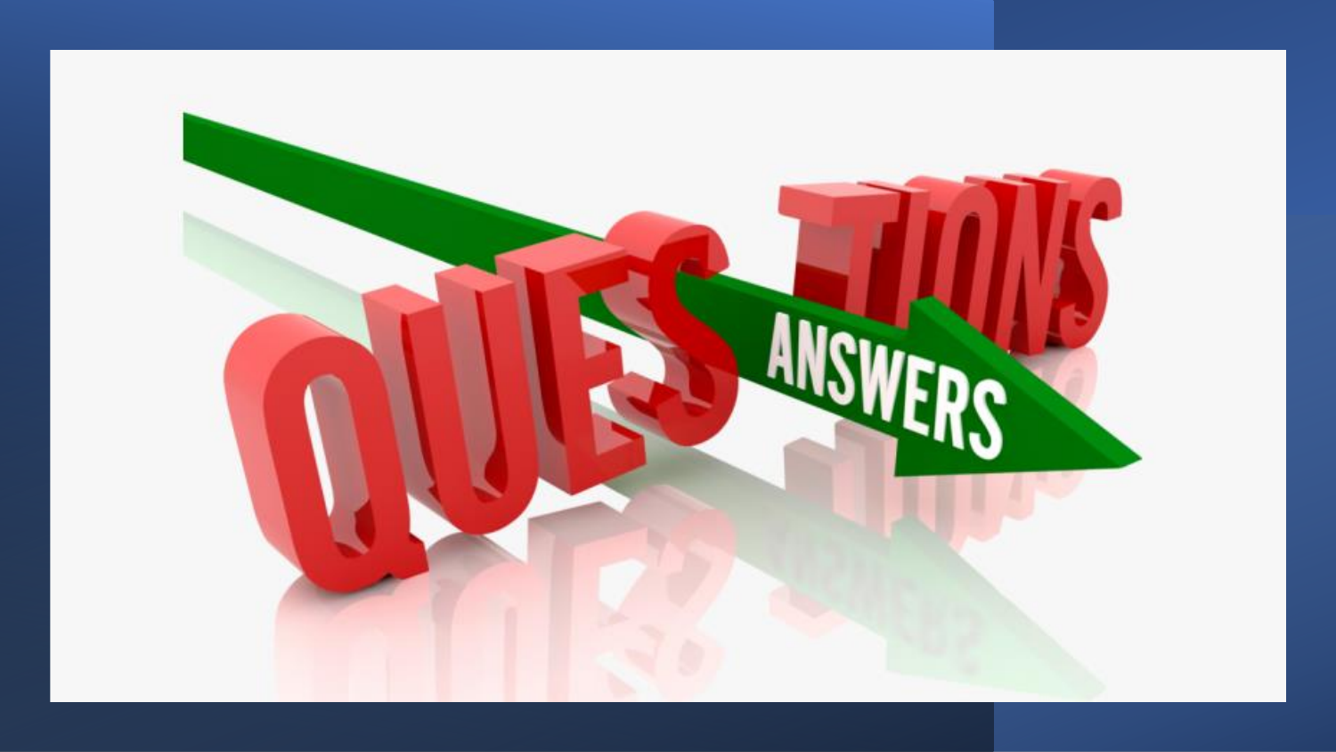QUESTIONS

ANSWERS